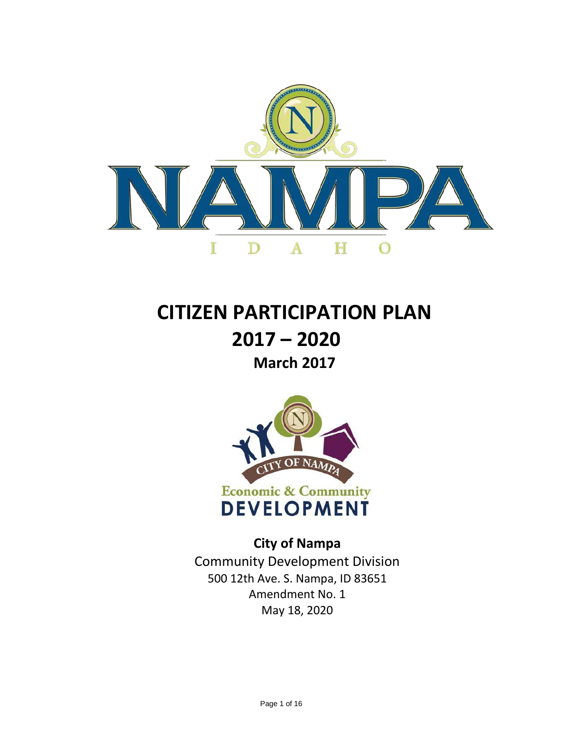# CITIZEN PARTICIPATION PLAN

## 2017 – 2020

### March 2017

**City of Nampa**

Community Development Division

500 12th Ave. S. Nampa, ID 83651

Amendment No. 1

May 18, 2020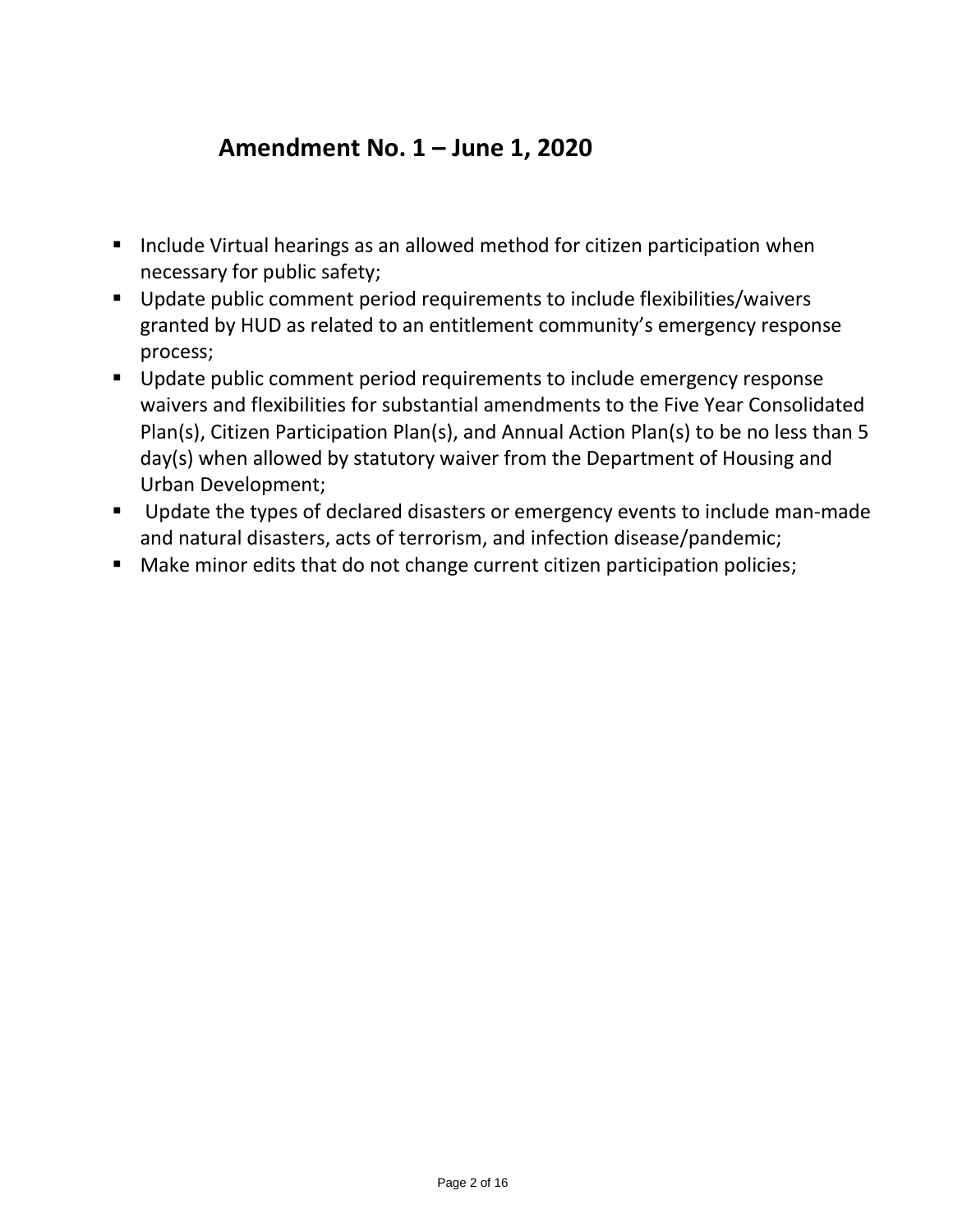## Amendment No. 1 – June 1, 2020

- Include Virtual hearings as an allowed method for citizen participation when necessary for public safety;
- Update public comment period requirements to include flexibilities/waivers granted by HUD as related to an entitlement community's emergency response process;
- Update public comment period requirements to include emergency response waivers and flexibilities for substantial amendments to the Five Year Consolidated Plan(s), Citizen Participation Plan(s), and Annual Action Plan(s) to be no less than 5 day(s) when allowed by statutory waiver from the Department of Housing and Urban Development;
- Update the types of declared disasters or emergency events to include man-made and natural disasters, acts of terrorism, and infection disease/pandemic;
- Make minor edits that do not change current citizen participation policies;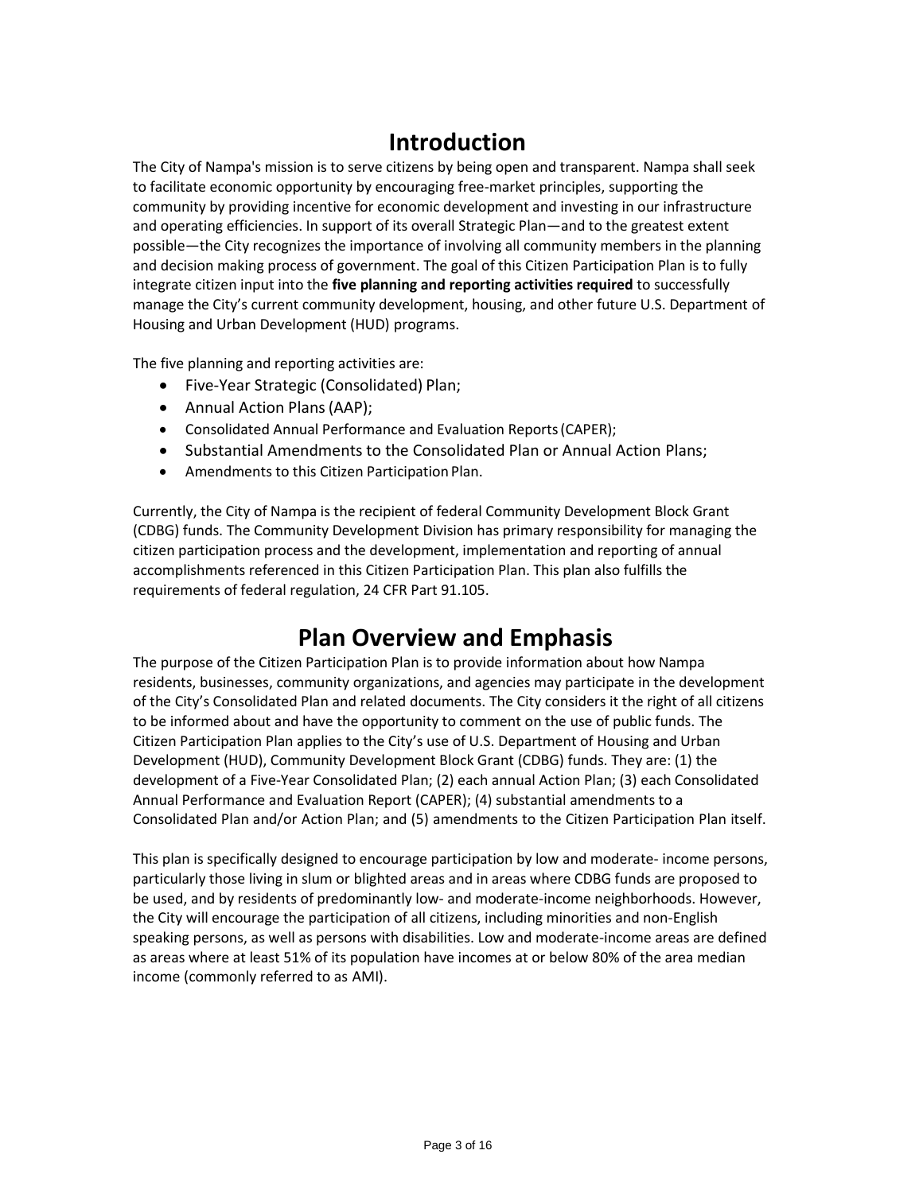# Introduction

The City of Nampa's mission is to serve citizens by being open and transparent. Nampa shall seek to facilitate economic opportunity by encouraging free-market principles, supporting the community by providing incentive for economic development and investing in our infrastructure and operating efficiencies. In support of its overall Strategic Plan—and to the greatest extent possible—the City recognizes the importance of involving all community members in the planning and decision making process of government. The goal of this Citizen Participation Plan is to fully integrate citizen input into the **five planning and reporting activities required** to successfully manage the City's current community development, housing, and other future U.S. Department of Housing and Urban Development (HUD) programs.

The five planning and reporting activities are:

- Five-Year Strategic (Consolidated) Plan;
- Annual Action Plans (AAP);
- Consolidated Annual Performance and Evaluation Reports (CAPER);
- Substantial Amendments to the Consolidated Plan or Annual Action Plans;
- Amendments to this Citizen Participation Plan.

Currently, the City of Nampa is the recipient of federal Community Development Block Grant (CDBG) funds. The Community Development Division has primary responsibility for managing the citizen participation process and the development, implementation and reporting of annual accomplishments referenced in this Citizen Participation Plan. This plan also fulfills the requirements of federal regulation, 24 CFR Part 91.105.

# Plan Overview and Emphasis

The purpose of the Citizen Participation Plan is to provide information about how Nampa residents, businesses, community organizations, and agencies may participate in the development of the City's Consolidated Plan and related documents. The City considers it the right of all citizens to be informed about and have the opportunity to comment on the use of public funds. The Citizen Participation Plan applies to the City's use of U.S. Department of Housing and Urban Development (HUD), Community Development Block Grant (CDBG) funds. They are: (1) the development of a Five-Year Consolidated Plan; (2) each annual Action Plan; (3) each Consolidated Annual Performance and Evaluation Report (CAPER); (4) substantial amendments to a Consolidated Plan and/or Action Plan; and (5) amendments to the Citizen Participation Plan itself.

This plan is specifically designed to encourage participation by low and moderate- income persons, particularly those living in slum or blighted areas and in areas where CDBG funds are proposed to be used, and by residents of predominantly low- and moderate-income neighborhoods. However, the City will encourage the participation of all citizens, including minorities and non-English speaking persons, as well as persons with disabilities. Low and moderate-income areas are defined as areas where at least 51% of its population have incomes at or below 80% of the area median income (commonly referred to as AMI).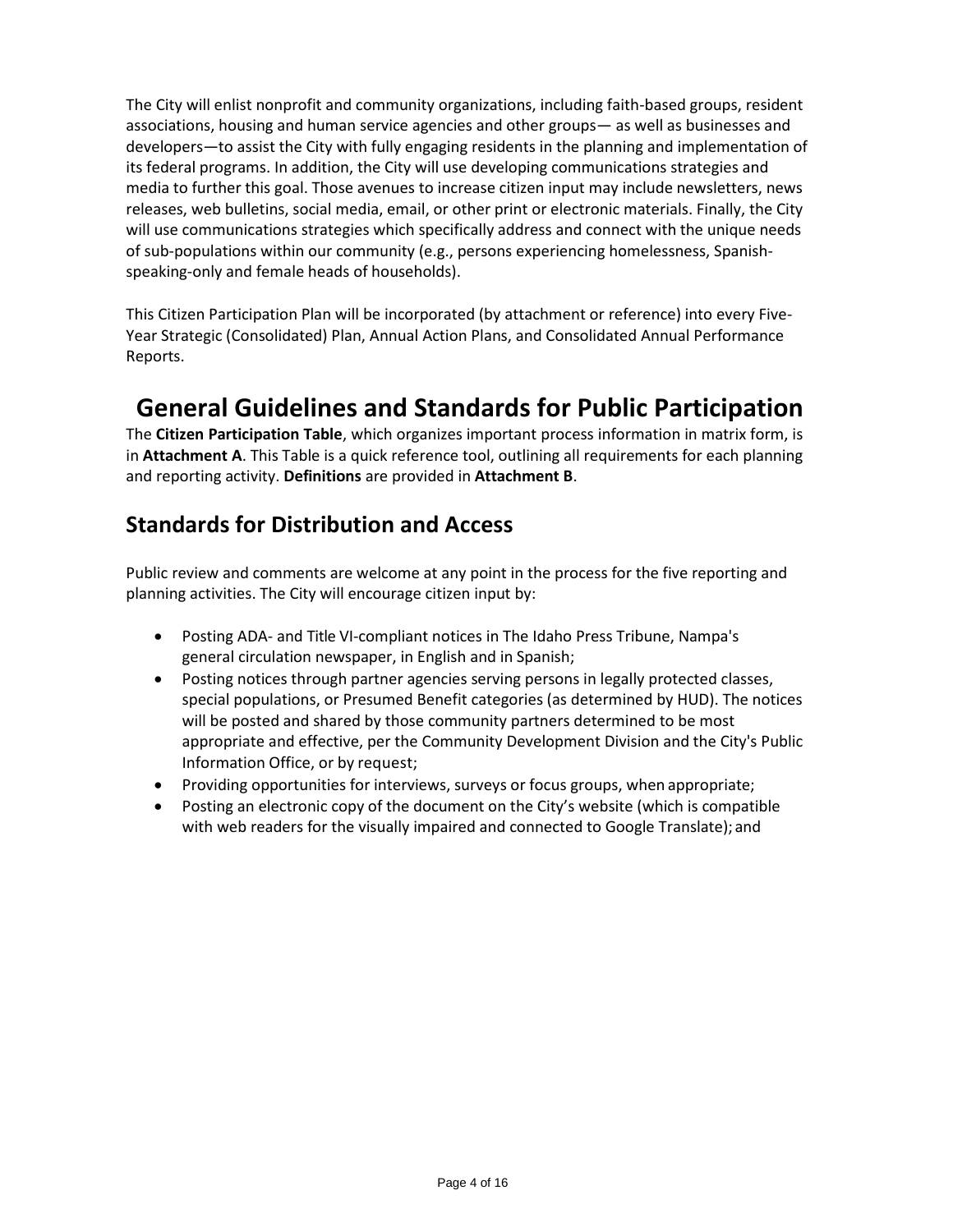The City will enlist nonprofit and community organizations, including faith-based groups, resident associations, housing and human service agencies and other groups— as well as businesses and developers—to assist the City with fully engaging residents in the planning and implementation of its federal programs. In addition, the City will use developing communications strategies and media to further this goal. Those avenues to increase citizen input may include newsletters, news releases, web bulletins, social media, email, or other print or electronic materials. Finally, the City will use communications strategies which specifically address and connect with the unique needs of sub-populations within our community (e.g., persons experiencing homelessness, Spanish-speaking-only and female heads of households).

This Citizen Participation Plan will be incorporated (by attachment or reference) into every Five-Year Strategic (Consolidated) Plan, Annual Action Plans, and Consolidated Annual Performance Reports.

# General Guidelines and Standards for Public Participation

The **Citizen Participation Table**, which organizes important process information in matrix form, is in **Attachment A**. This Table is a quick reference tool, outlining all requirements for each planning and reporting activity. **Definitions** are provided in **Attachment B**.

## Standards for Distribution and Access

Public review and comments are welcome at any point in the process for the five reporting and planning activities. The City will encourage citizen input by:

- Posting ADA- and Title VI-compliant notices in The Idaho Press Tribune, Nampa's general circulation newspaper, in English and in Spanish;
- Posting notices through partner agencies serving persons in legally protected classes, special populations, or Presumed Benefit categories (as determined by HUD). The notices will be posted and shared by those community partners determined to be most appropriate and effective, per the Community Development Division and the City's Public Information Office, or by request;
- Providing opportunities for interviews, surveys or focus groups, when appropriate;
- Posting an electronic copy of the document on the City's website (which is compatible with web readers for the visually impaired and connected to Google Translate); and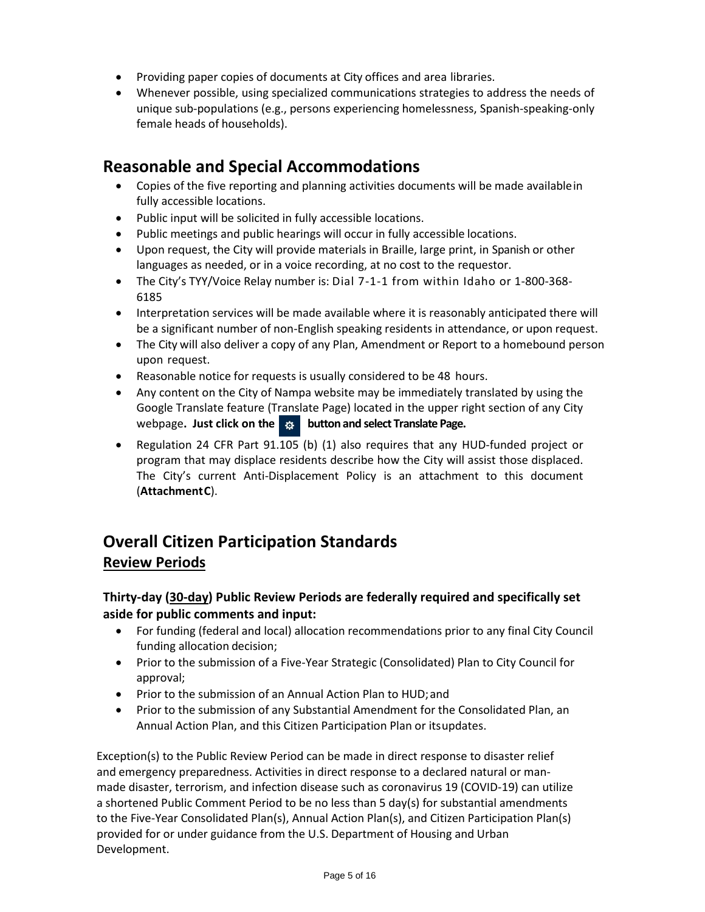- Providing paper copies of documents at City offices and area libraries.
- Whenever possible, using specialized communications strategies to address the needs of unique sub-populations (e.g., persons experiencing homelessness, Spanish-speaking-only female heads of households).

## Reasonable and Special Accommodations

- Copies of the five reporting and planning activities documents will be made available in fully accessible locations.
- Public input will be solicited in fully accessible locations.
- Public meetings and public hearings will occur in fully accessible locations.
- Upon request, the City will provide materials in Braille, large print, in Spanish or other languages as needed, or in a voice recording, at no cost to the requestor.
- The City's TYY/Voice Relay number is: Dial 7-1-1 from within Idaho or 1-800-368-6185
- Interpretation services will be made available where it is reasonably anticipated there will be a significant number of non-English speaking residents in attendance, or upon request.
- The City will also deliver a copy of any Plan, Amendment or Report to a homebound person upon request.
- Reasonable notice for requests is usually considered to be 48 hours.
- Any content on the City of Nampa website may be immediately translated by using the Google Translate feature (Translate Page) located in the upper right section of any City webpage**. Just click on the ⚙ button and select Translate Page.**
- Regulation 24 CFR Part 91.105 (b) (1) also requires that any HUD-funded project or program that may displace residents describe how the City will assist those displaced. The City's current Anti-Displacement Policy is an attachment to this document (**Attachment C**).

## Overall Citizen Participation Standards

### Review Periods

**Thirty-day (30-day) Public Review Periods are federally required and specifically set aside for public comments and input:**

- For funding (federal and local) allocation recommendations prior to any final City Council funding allocation decision;
- Prior to the submission of a Five-Year Strategic (Consolidated) Plan to City Council for approval;
- Prior to the submission of an Annual Action Plan to HUD; and
- Prior to the submission of any Substantial Amendment for the Consolidated Plan, an Annual Action Plan, and this Citizen Participation Plan or its updates.

Exception(s) to the Public Review Period can be made in direct response to disaster relief and emergency preparedness. Activities in direct response to a declared natural or man-made disaster, terrorism, and infection disease such as coronavirus 19 (COVID-19) can utilize a shortened Public Comment Period to be no less than 5 day(s) for substantial amendments to the Five-Year Consolidated Plan(s), Annual Action Plan(s), and Citizen Participation Plan(s) provided for or under guidance from the U.S. Department of Housing and Urban Development.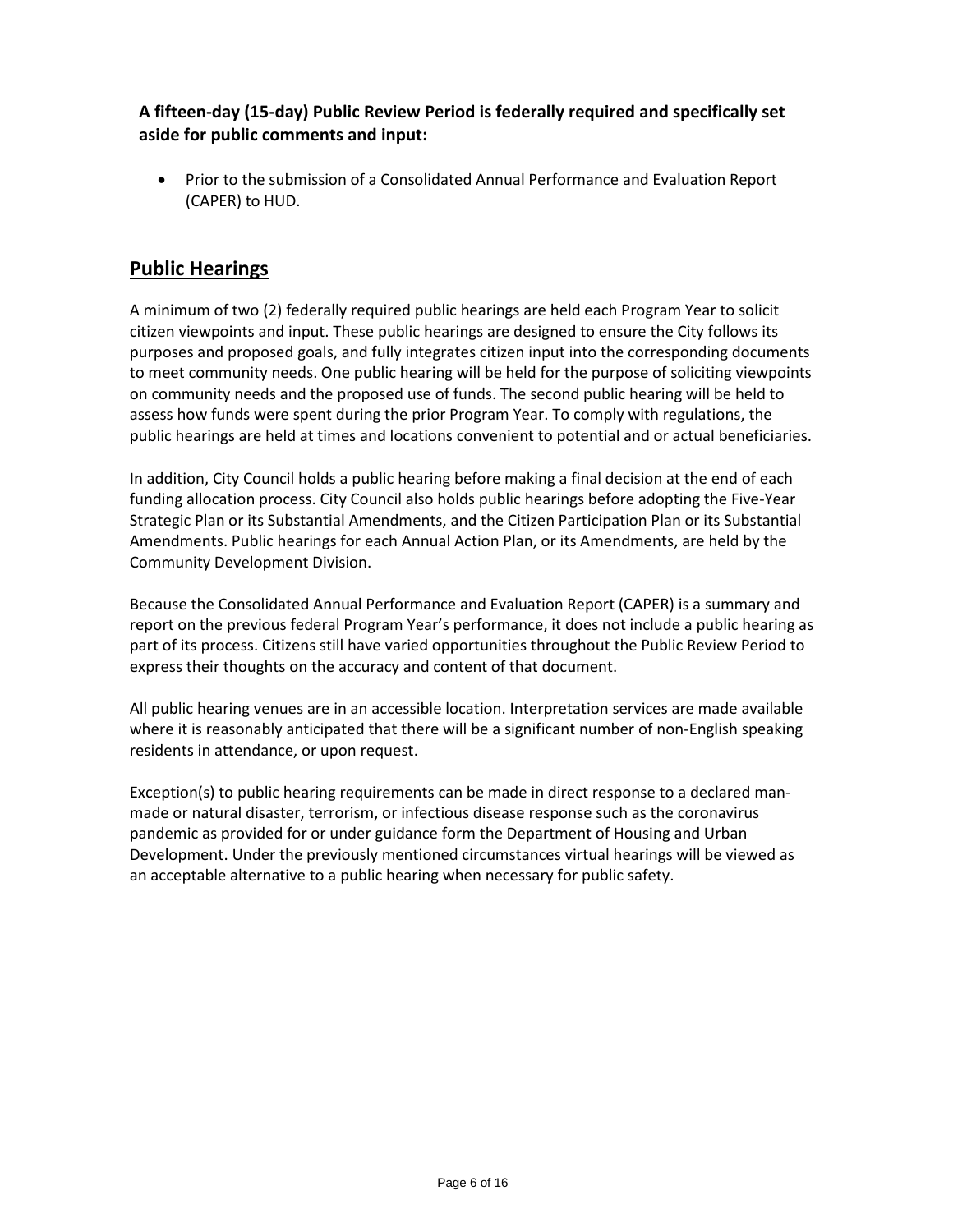**A fifteen-day (15-day) Public Review Period is federally required and specifically set aside for public comments and input:**

- Prior to the submission of a Consolidated Annual Performance and Evaluation Report (CAPER) to HUD.

## Public Hearings

A minimum of two (2) federally required public hearings are held each Program Year to solicit citizen viewpoints and input. These public hearings are designed to ensure the City follows its purposes and proposed goals, and fully integrates citizen input into the corresponding documents to meet community needs. One public hearing will be held for the purpose of soliciting viewpoints on community needs and the proposed use of funds. The second public hearing will be held to assess how funds were spent during the prior Program Year. To comply with regulations, the public hearings are held at times and locations convenient to potential and or actual beneficiaries.

In addition, City Council holds a public hearing before making a final decision at the end of each funding allocation process. City Council also holds public hearings before adopting the Five-Year Strategic Plan or its Substantial Amendments, and the Citizen Participation Plan or its Substantial Amendments. Public hearings for each Annual Action Plan, or its Amendments, are held by the Community Development Division.

Because the Consolidated Annual Performance and Evaluation Report (CAPER) is a summary and report on the previous federal Program Year's performance, it does not include a public hearing as part of its process. Citizens still have varied opportunities throughout the Public Review Period to express their thoughts on the accuracy and content of that document.

All public hearing venues are in an accessible location. Interpretation services are made available where it is reasonably anticipated that there will be a significant number of non-English speaking residents in attendance, or upon request.

Exception(s) to public hearing requirements can be made in direct response to a declared man-made or natural disaster, terrorism, or infectious disease response such as the coronavirus pandemic as provided for or under guidance form the Department of Housing and Urban Development. Under the previously mentioned circumstances virtual hearings will be viewed as an acceptable alternative to a public hearing when necessary for public safety.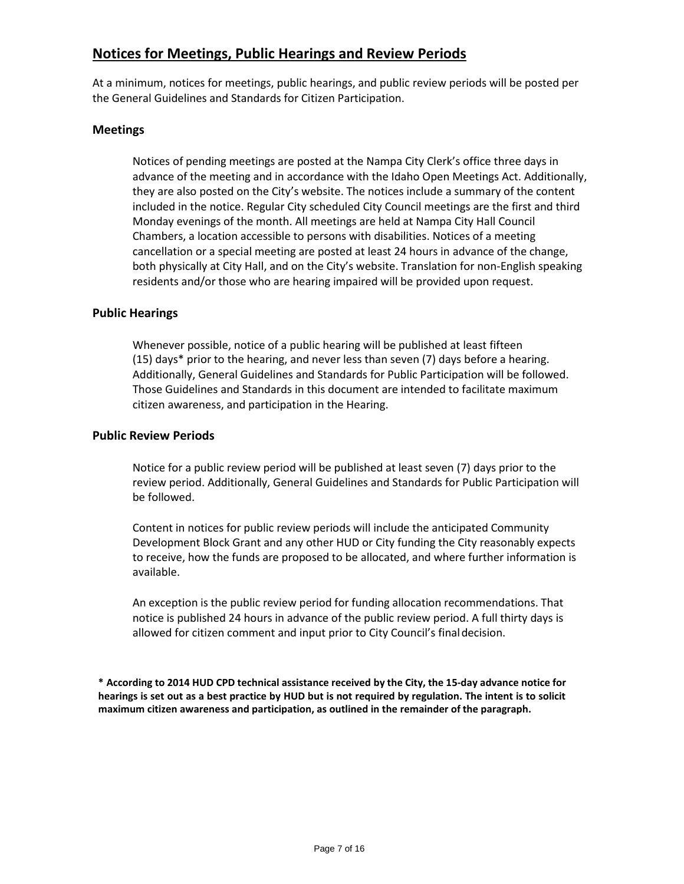## Notices for Meetings, Public Hearings and Review Periods

At a minimum, notices for meetings, public hearings, and public review periods will be posted per the General Guidelines and Standards for Citizen Participation.

### Meetings

Notices of pending meetings are posted at the Nampa City Clerk's office three days in advance of the meeting and in accordance with the Idaho Open Meetings Act. Additionally, they are also posted on the City's website. The notices include a summary of the content included in the notice. Regular City scheduled City Council meetings are the first and third Monday evenings of the month. All meetings are held at Nampa City Hall Council Chambers, a location accessible to persons with disabilities. Notices of a meeting cancellation or a special meeting are posted at least 24 hours in advance of the change, both physically at City Hall, and on the City's website. Translation for non-English speaking residents and/or those who are hearing impaired will be provided upon request.

### Public Hearings

Whenever possible, notice of a public hearing will be published at least fifteen (15) days* prior to the hearing, and never less than seven (7) days before a hearing. Additionally, General Guidelines and Standards for Public Participation will be followed. Those Guidelines and Standards in this document are intended to facilitate maximum citizen awareness, and participation in the Hearing.

### Public Review Periods

Notice for a public review period will be published at least seven (7) days prior to the review period. Additionally, General Guidelines and Standards for Public Participation will be followed.

Content in notices for public review periods will include the anticipated Community Development Block Grant and any other HUD or City funding the City reasonably expects to receive, how the funds are proposed to be allocated, and where further information is available.

An exception is the public review period for funding allocation recommendations. That notice is published 24 hours in advance of the public review period. A full thirty days is allowed for citizen comment and input prior to City Council's final decision.

**\* According to 2014 HUD CPD technical assistance received by the City, the 15-day advance notice for hearings is set out as a best practice by HUD but is not required by regulation. The intent is to solicit maximum citizen awareness and participation, as outlined in the remainder of the paragraph.**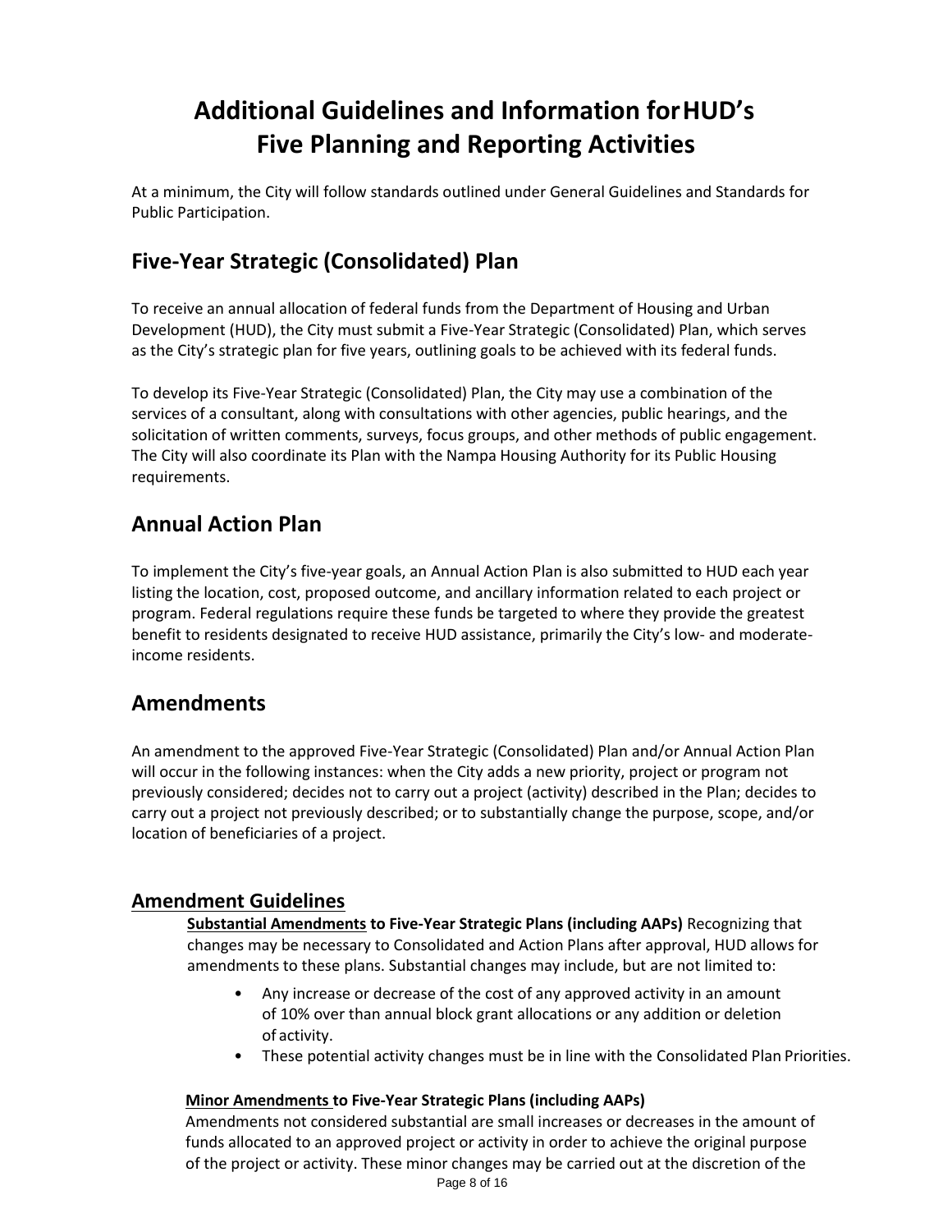# Additional Guidelines and Information for HUD's Five Planning and Reporting Activities

At a minimum, the City will follow standards outlined under General Guidelines and Standards for Public Participation.

## Five-Year Strategic (Consolidated) Plan

To receive an annual allocation of federal funds from the Department of Housing and Urban Development (HUD), the City must submit a Five-Year Strategic (Consolidated) Plan, which serves as the City's strategic plan for five years, outlining goals to be achieved with its federal funds.

To develop its Five-Year Strategic (Consolidated) Plan, the City may use a combination of the services of a consultant, along with consultations with other agencies, public hearings, and the solicitation of written comments, surveys, focus groups, and other methods of public engagement. The City will also coordinate its Plan with the Nampa Housing Authority for its Public Housing requirements.

## Annual Action Plan

To implement the City's five-year goals, an Annual Action Plan is also submitted to HUD each year listing the location, cost, proposed outcome, and ancillary information related to each project or program. Federal regulations require these funds be targeted to where they provide the greatest benefit to residents designated to receive HUD assistance, primarily the City's low- and moderate-income residents.

## Amendments

An amendment to the approved Five-Year Strategic (Consolidated) Plan and/or Annual Action Plan will occur in the following instances: when the City adds a new priority, project or program not previously considered; decides not to carry out a project (activity) described in the Plan; decides to carry out a project not previously described; or to substantially change the purpose, scope, and/or location of beneficiaries of a project.

### Amendment Guidelines

**Substantial Amendments to Five-Year Strategic Plans (including AAPs)** Recognizing that changes may be necessary to Consolidated and Action Plans after approval, HUD allows for amendments to these plans. Substantial changes may include, but are not limited to:

- Any increase or decrease of the cost of any approved activity in an amount of 10% over than annual block grant allocations or any addition or deletion of activity.
- These potential activity changes must be in line with the Consolidated Plan Priorities.

**Minor Amendments to Five-Year Strategic Plans (including AAPs)**

Amendments not considered substantial are small increases or decreases in the amount of funds allocated to an approved project or activity in order to achieve the original purpose of the project or activity. These minor changes may be carried out at the discretion of the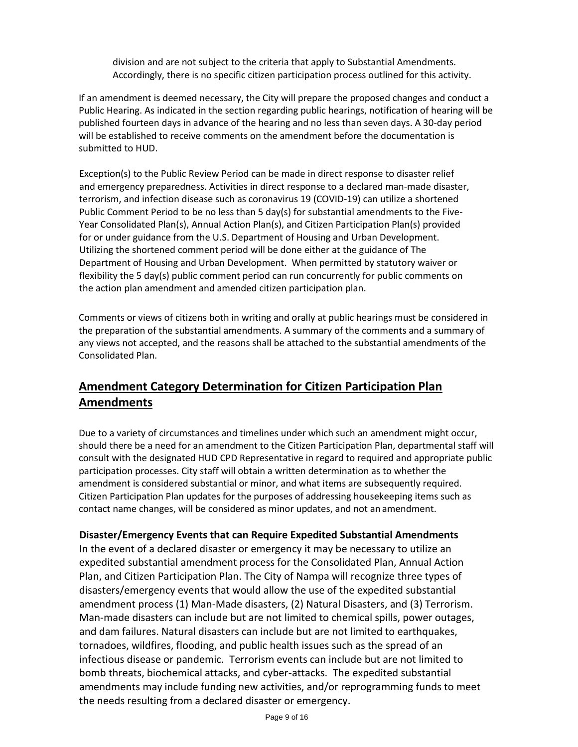division and are not subject to the criteria that apply to Substantial Amendments. Accordingly, there is no specific citizen participation process outlined for this activity.

If an amendment is deemed necessary, the City will prepare the proposed changes and conduct a Public Hearing. As indicated in the section regarding public hearings, notification of hearing will be published fourteen days in advance of the hearing and no less than seven days. A 30-day period will be established to receive comments on the amendment before the documentation is submitted to HUD.

Exception(s) to the Public Review Period can be made in direct response to disaster relief and emergency preparedness. Activities in direct response to a declared man-made disaster, terrorism, and infection disease such as coronavirus 19 (COVID-19) can utilize a shortened Public Comment Period to be no less than 5 day(s) for substantial amendments to the Five-Year Consolidated Plan(s), Annual Action Plan(s), and Citizen Participation Plan(s) provided for or under guidance from the U.S. Department of Housing and Urban Development. Utilizing the shortened comment period will be done either at the guidance of The Department of Housing and Urban Development. When permitted by statutory waiver or flexibility the 5 day(s) public comment period can run concurrently for public comments on the action plan amendment and amended citizen participation plan.

Comments or views of citizens both in writing and orally at public hearings must be considered in the preparation of the substantial amendments. A summary of the comments and a summary of any views not accepted, and the reasons shall be attached to the substantial amendments of the Consolidated Plan.

## Amendment Category Determination for Citizen Participation Plan Amendments

Due to a variety of circumstances and timelines under which such an amendment might occur, should there be a need for an amendment to the Citizen Participation Plan, departmental staff will consult with the designated HUD CPD Representative in regard to required and appropriate public participation processes. City staff will obtain a written determination as to whether the amendment is considered substantial or minor, and what items are subsequently required. Citizen Participation Plan updates for the purposes of addressing housekeeping items such as contact name changes, will be considered as minor updates, and not an amendment.

### Disaster/Emergency Events that can Require Expedited Substantial Amendments

In the event of a declared disaster or emergency it may be necessary to utilize an expedited substantial amendment process for the Consolidated Plan, Annual Action Plan, and Citizen Participation Plan. The City of Nampa will recognize three types of disasters/emergency events that would allow the use of the expedited substantial amendment process (1) Man-Made disasters, (2) Natural Disasters, and (3) Terrorism. Man-made disasters can include but are not limited to chemical spills, power outages, and dam failures. Natural disasters can include but are not limited to earthquakes, tornadoes, wildfires, flooding, and public health issues such as the spread of an infectious disease or pandemic. Terrorism events can include but are not limited to bomb threats, biochemical attacks, and cyber-attacks. The expedited substantial amendments may include funding new activities, and/or reprogramming funds to meet the needs resulting from a declared disaster or emergency.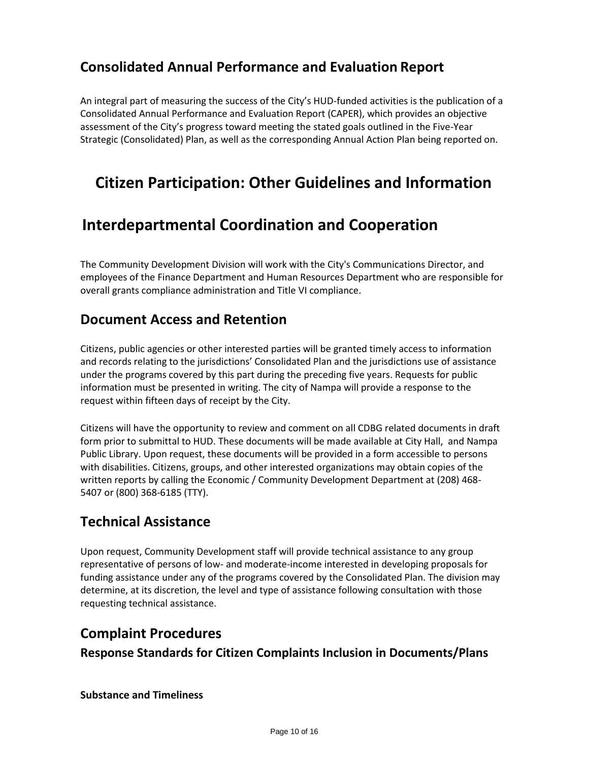## Consolidated Annual Performance and Evaluation Report

An integral part of measuring the success of the City's HUD-funded activities is the publication of a Consolidated Annual Performance and Evaluation Report (CAPER), which provides an objective assessment of the City's progress toward meeting the stated goals outlined in the Five-Year Strategic (Consolidated) Plan, as well as the corresponding Annual Action Plan being reported on.

# Citizen Participation: Other Guidelines and Information

# Interdepartmental Coordination and Cooperation

The Community Development Division will work with the City's Communications Director, and employees of the Finance Department and Human Resources Department who are responsible for overall grants compliance administration and Title VI compliance.

## Document Access and Retention

Citizens, public agencies or other interested parties will be granted timely access to information and records relating to the jurisdictions' Consolidated Plan and the jurisdictions use of assistance under the programs covered by this part during the preceding five years. Requests for public information must be presented in writing. The city of Nampa will provide a response to the request within fifteen days of receipt by the City.

Citizens will have the opportunity to review and comment on all CDBG related documents in draft form prior to submittal to HUD. These documents will be made available at City Hall, and Nampa Public Library. Upon request, these documents will be provided in a form accessible to persons with disabilities. Citizens, groups, and other interested organizations may obtain copies of the written reports by calling the Economic / Community Development Department at (208) 468-5407 or (800) 368-6185 (TTY).

## Technical Assistance

Upon request, Community Development staff will provide technical assistance to any group representative of persons of low- and moderate-income interested in developing proposals for funding assistance under any of the programs covered by the Consolidated Plan. The division may determine, at its discretion, the level and type of assistance following consultation with those requesting technical assistance.

## Complaint Procedures

### Response Standards for Citizen Complaints Inclusion in Documents/Plans

**Substance and Timeliness**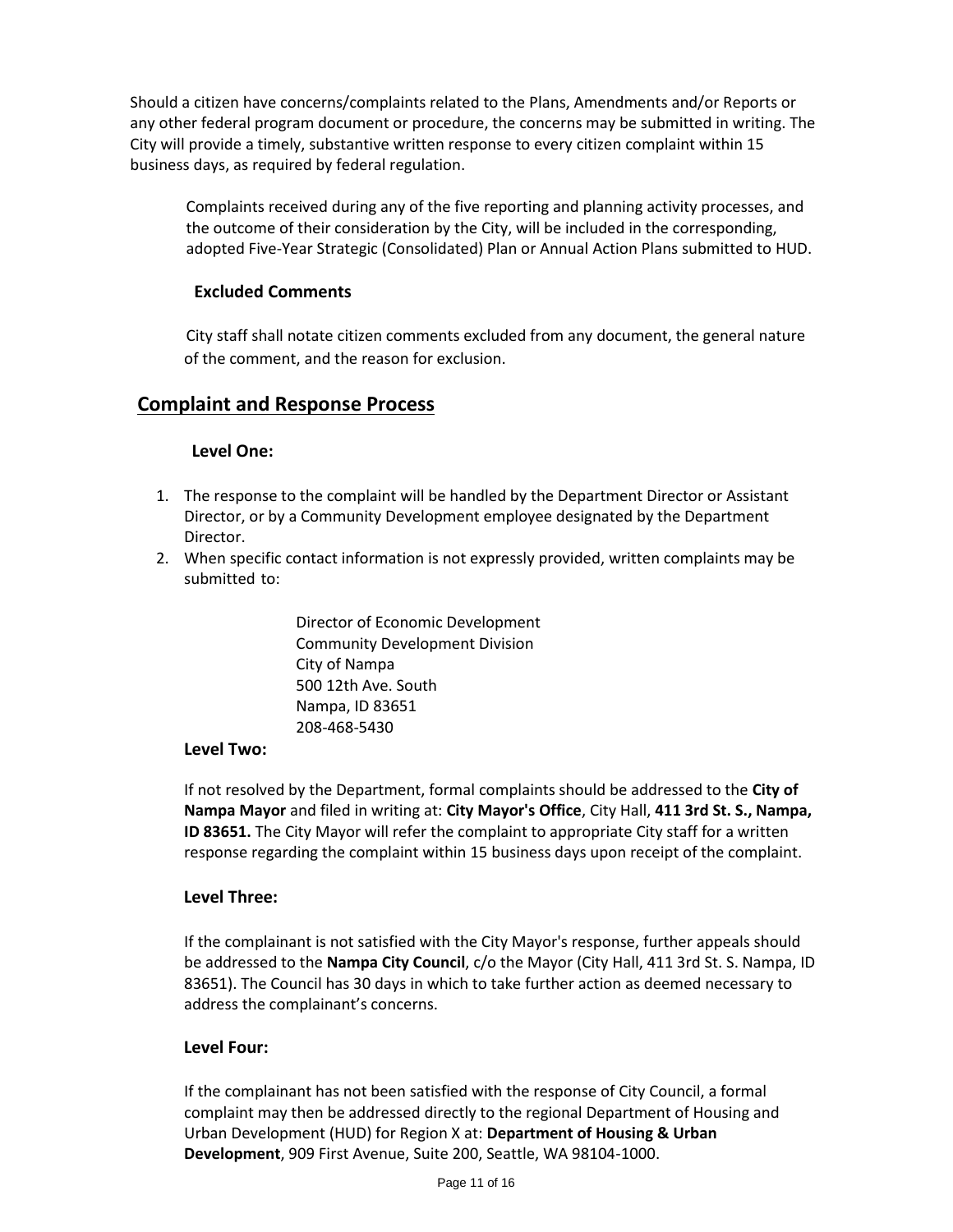Should a citizen have concerns/complaints related to the Plans, Amendments and/or Reports or any other federal program document or procedure, the concerns may be submitted in writing. The City will provide a timely, substantive written response to every citizen complaint within 15 business days, as required by federal regulation.

Complaints received during any of the five reporting and planning activity processes, and the outcome of their consideration by the City, will be included in the corresponding, adopted Five-Year Strategic (Consolidated) Plan or Annual Action Plans submitted to HUD.

### Excluded Comments

City staff shall notate citizen comments excluded from any document, the general nature of the comment, and the reason for exclusion.

## Complaint and Response Process

### Level One:

1. The response to the complaint will be handled by the Department Director or Assistant Director, or by a Community Development employee designated by the Department Director.
2. When specific contact information is not expressly provided, written complaints may be submitted to:

    Director of Economic Development
    Community Development Division
    City of Nampa
    500 12th Ave. South
    Nampa, ID 83651
    208-468-5430

### Level Two:

If not resolved by the Department, formal complaints should be addressed to the **City of Nampa Mayor** and filed in writing at: **City Mayor's Office**, City Hall, **411 3rd St. S., Nampa, ID 83651.** The City Mayor will refer the complaint to appropriate City staff for a written response regarding the complaint within 15 business days upon receipt of the complaint.

### Level Three:

If the complainant is not satisfied with the City Mayor's response, further appeals should be addressed to the **Nampa City Council**, c/o the Mayor (City Hall, 411 3rd St. S. Nampa, ID 83651). The Council has 30 days in which to take further action as deemed necessary to address the complainant's concerns.

### Level Four:

If the complainant has not been satisfied with the response of City Council, a formal complaint may then be addressed directly to the regional Department of Housing and Urban Development (HUD) for Region X at: **Department of Housing & Urban Development**, 909 First Avenue, Suite 200, Seattle, WA 98104-1000.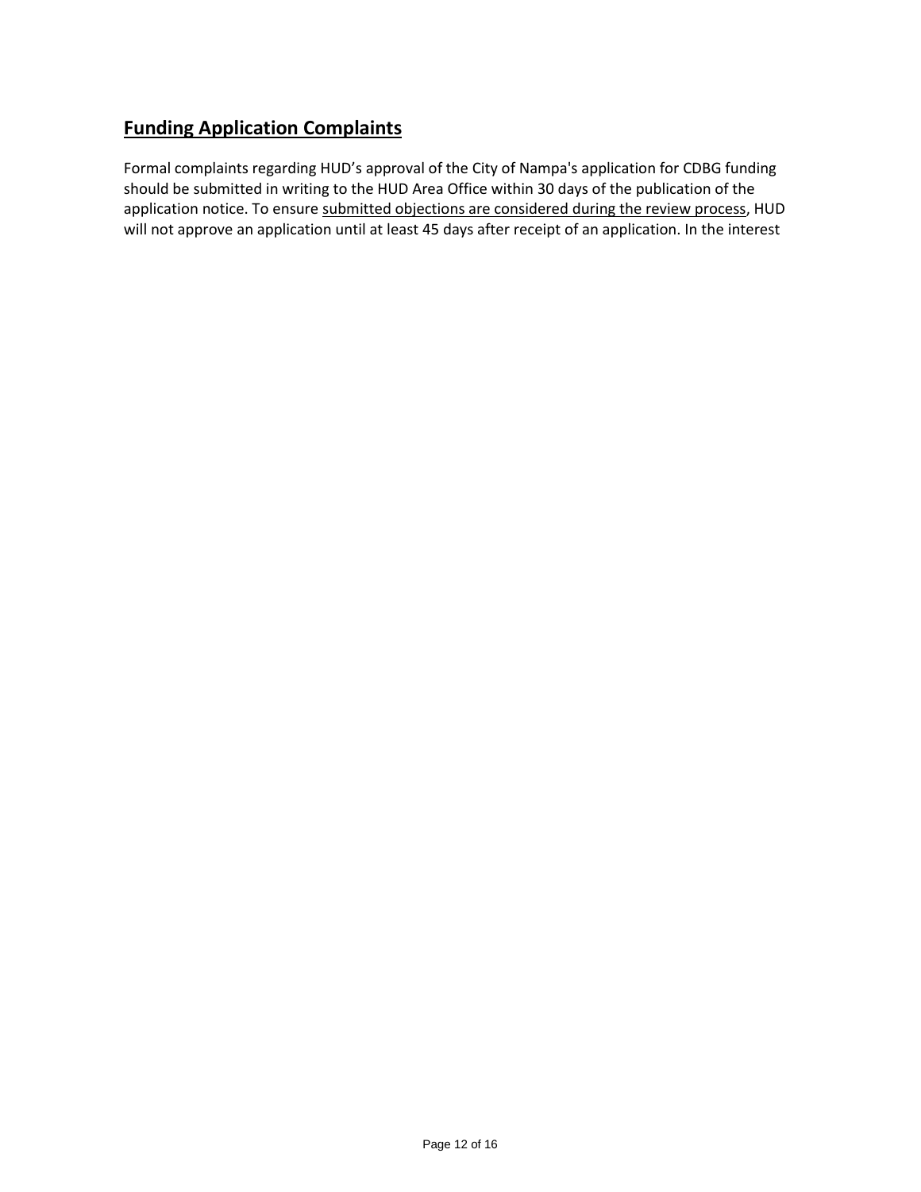## Funding Application Complaints

Formal complaints regarding HUD's approval of the City of Nampa's application for CDBG funding should be submitted in writing to the HUD Area Office within 30 days of the publication of the application notice. To ensure <u>submitted objections are considered during the review process</u>, HUD will not approve an application until at least 45 days after receipt of an application. In the interest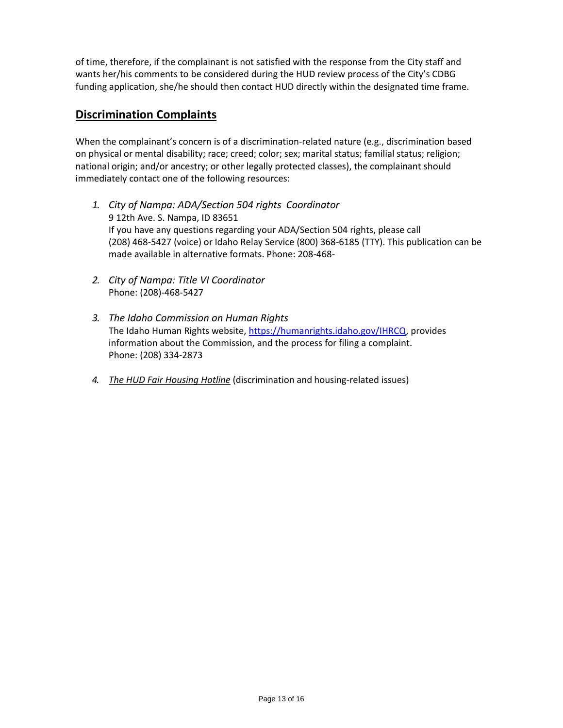of time, therefore, if the complainant is not satisfied with the response from the City staff and wants her/his comments to be considered during the HUD review process of the City's CDBG funding application, she/he should then contact HUD directly within the designated time frame.

## **Discrimination Complaints**

When the complainant's concern is of a discrimination-related nature (e.g., discrimination based on physical or mental disability; race; creed; color; sex; marital status; familial status; religion; national origin; and/or ancestry; or other legally protected classes), the complainant should immediately contact one of the following resources:

1. *City of Nampa: ADA/Section 504 rights Coordinator*
   9 12th Ave. S. Nampa, ID 83651
   If you have any questions regarding your ADA/Section 504 rights, please call (208) 468-5427 (voice) or Idaho Relay Service (800) 368-6185 (TTY). This publication can be made available in alternative formats. Phone: 208-468-

2. *City of Nampa: Title VI Coordinator*
   Phone: (208)-468-5427

3. *The Idaho Commission on Human Rights*
   The Idaho Human Rights website, [https://humanrights.idaho.gov/IHRCQ](https://humanrights.idaho.gov/IHRCQ), provides information about the Commission, and the process for filing a complaint.
   Phone: (208) 334-2873

4. *The HUD Fair Housing Hotline* (discrimination and housing-related issues)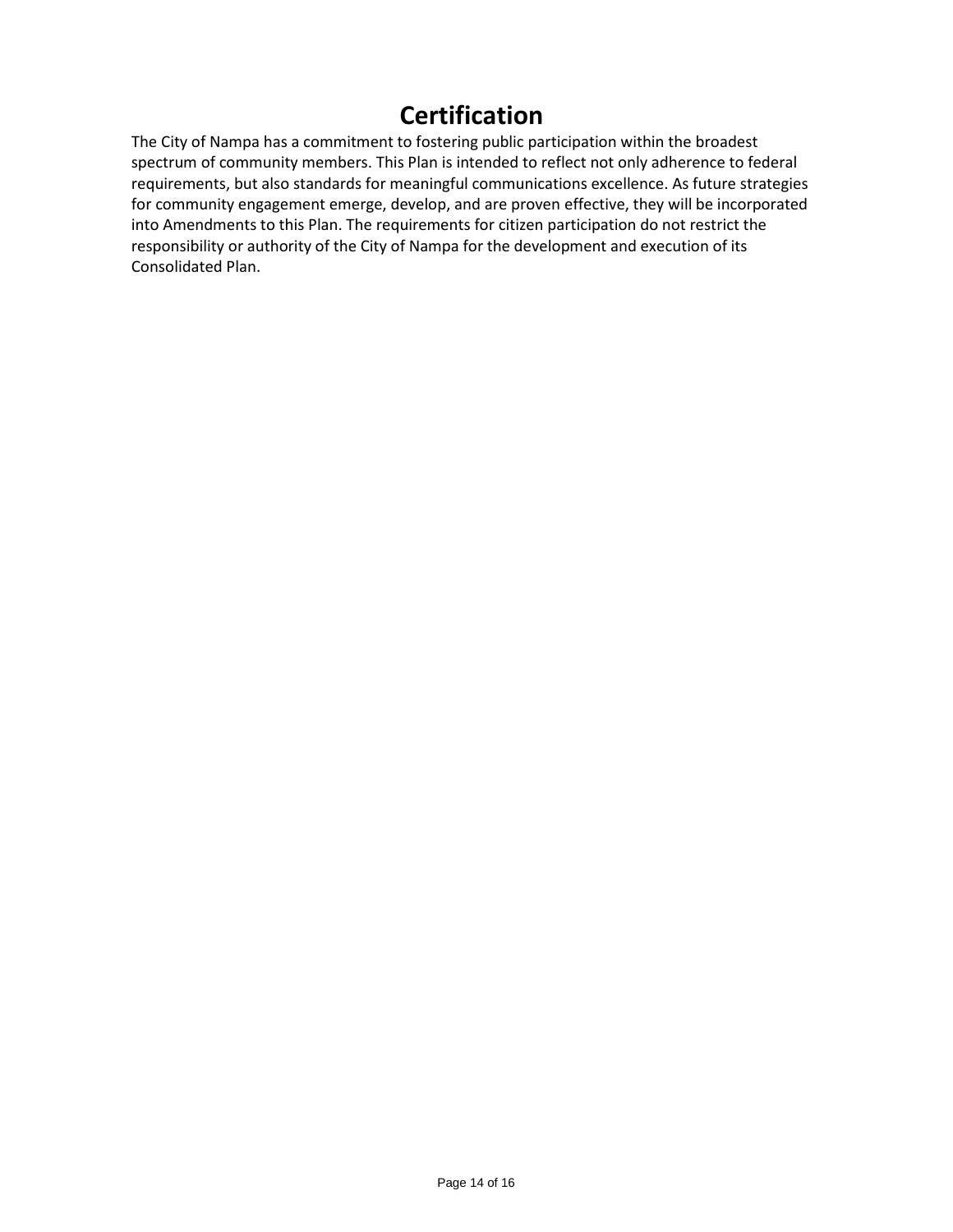# Certification

The City of Nampa has a commitment to fostering public participation within the broadest spectrum of community members. This Plan is intended to reflect not only adherence to federal requirements, but also standards for meaningful communications excellence. As future strategies for community engagement emerge, develop, and are proven effective, they will be incorporated into Amendments to this Plan. The requirements for citizen participation do not restrict the responsibility or authority of the City of Nampa for the development and execution of its Consolidated Plan.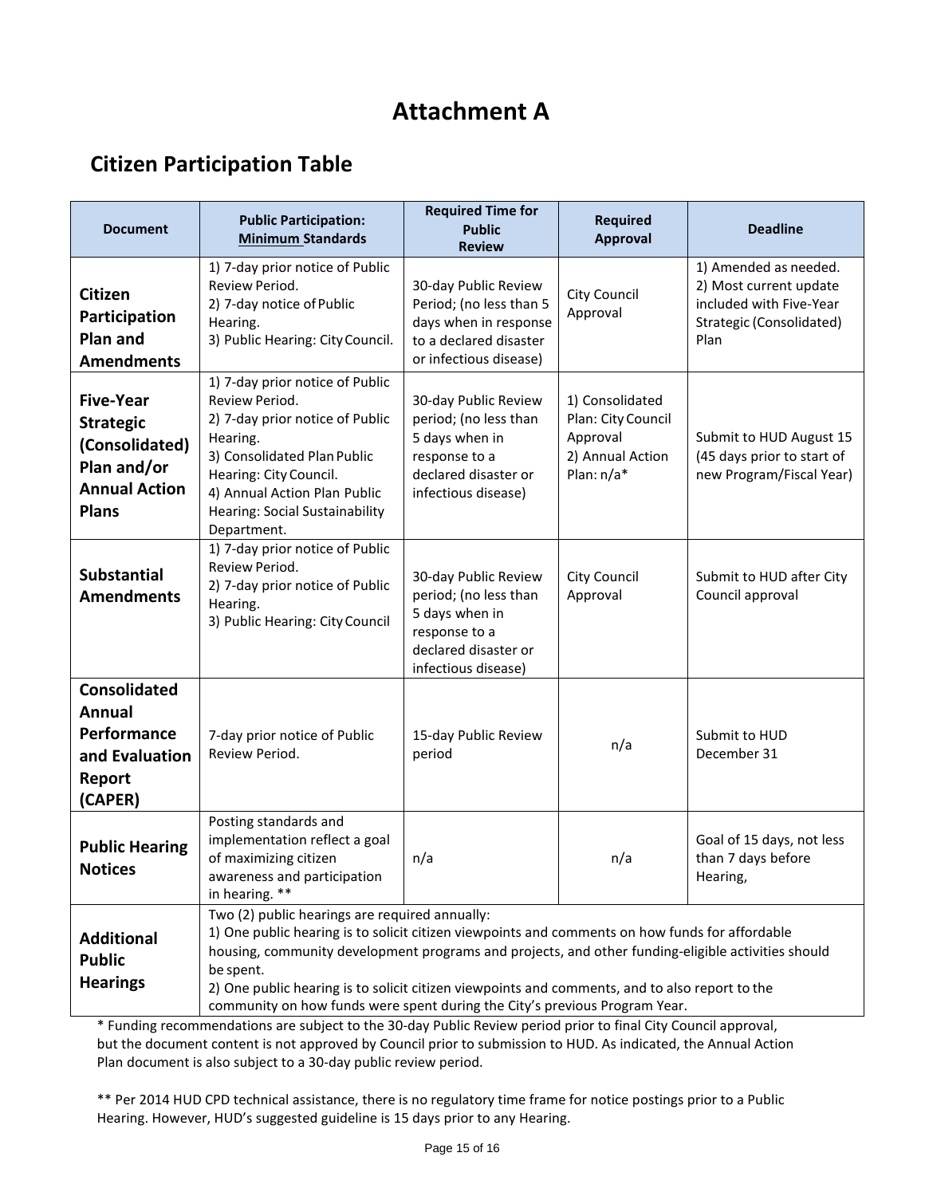# Attachment A

## Citizen Participation Table

| Document | Public Participation: Minimum Standards | Required Time for Public Review | Required Approval | Deadline |
|---|---|---|---|---|
| **Citizen Participation Plan and Amendments** | 1) 7-day prior notice of Public Review Period.<br>2) 7-day notice of Public Hearing.<br>3) Public Hearing: City Council. | 30-day Public Review Period; (no less than 5 days when in response to a declared disaster or infectious disease) | City Council Approval | 1) Amended as needed.<br>2) Most current update included with Five-Year Strategic (Consolidated) Plan |
| **Five-Year Strategic (Consolidated) Plan and/or Annual Action Plans** | 1) 7-day prior notice of Public Review Period.<br>2) 7-day prior notice of Public Hearing.<br>3) Consolidated Plan Public Hearing: City Council.<br>4) Annual Action Plan Public Hearing: Social Sustainability Department. | 30-day Public Review period; (no less than 5 days when in response to a declared disaster or infectious disease) | 1) Consolidated Plan: City Council Approval<br>2) Annual Action Plan: n/a* | Submit to HUD August 15 (45 days prior to start of new Program/Fiscal Year) |
| **Substantial Amendments** | 1) 7-day prior notice of Public Review Period.<br>2) 7-day prior notice of Public Hearing.<br>3) Public Hearing: City Council | 30-day Public Review period; (no less than 5 days when in response to a declared disaster or infectious disease) | City Council Approval | Submit to HUD after City Council approval |
| **Consolidated Annual Performance and Evaluation Report (CAPER)** | 7-day prior notice of Public Review Period. | 15-day Public Review period | n/a | Submit to HUD December 31 |
| **Public Hearing Notices** | Posting standards and implementation reflect a goal of maximizing citizen awareness and participation in hearing. ** | n/a | n/a | Goal of 15 days, not less than 7 days before Hearing, |
| **Additional Public Hearings** | Two (2) public hearings are required annually:<br>1) One public hearing is to solicit citizen viewpoints and comments on how funds for affordable housing, community development programs and projects, and other funding-eligible activities should be spent.<br>2) One public hearing is to solicit citizen viewpoints and comments, and to also report to the community on how funds were spent during the City's previous Program Year. | | | |

* Funding recommendations are subject to the 30-day Public Review period prior to final City Council approval, but the document content is not approved by Council prior to submission to HUD. As indicated, the Annual Action Plan document is also subject to a 30-day public review period.

** Per 2014 HUD CPD technical assistance, there is no regulatory time frame for notice postings prior to a Public Hearing. However, HUD's suggested guideline is 15 days prior to any Hearing.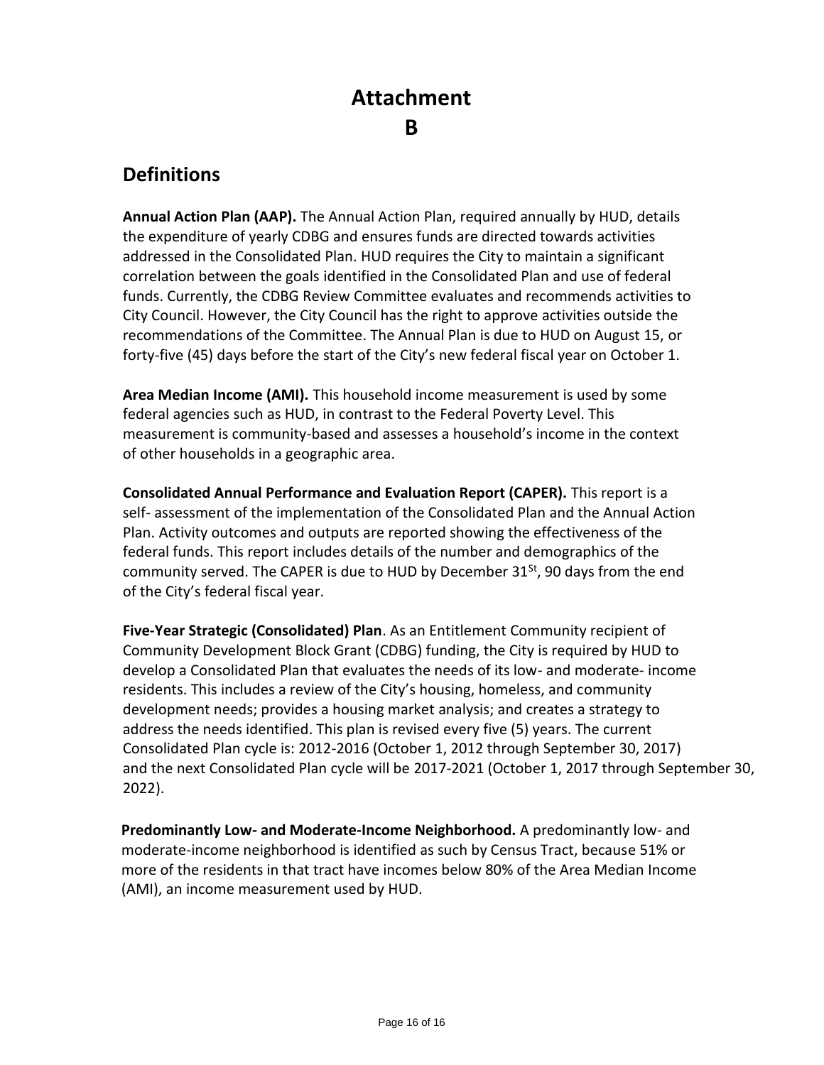# Attachment B

## Definitions

**Annual Action Plan (AAP).** The Annual Action Plan, required annually by HUD, details the expenditure of yearly CDBG and ensures funds are directed towards activities addressed in the Consolidated Plan. HUD requires the City to maintain a significant correlation between the goals identified in the Consolidated Plan and use of federal funds. Currently, the CDBG Review Committee evaluates and recommends activities to City Council. However, the City Council has the right to approve activities outside the recommendations of the Committee. The Annual Plan is due to HUD on August 15, or forty-five (45) days before the start of the City's new federal fiscal year on October 1.

**Area Median Income (AMI).** This household income measurement is used by some federal agencies such as HUD, in contrast to the Federal Poverty Level. This measurement is community-based and assesses a household's income in the context of other households in a geographic area.

**Consolidated Annual Performance and Evaluation Report (CAPER).** This report is a self- assessment of the implementation of the Consolidated Plan and the Annual Action Plan. Activity outcomes and outputs are reported showing the effectiveness of the federal funds. This report includes details of the number and demographics of the community served. The CAPER is due to HUD by December 31St, 90 days from the end of the City's federal fiscal year.

**Five-Year Strategic (Consolidated) Plan**. As an Entitlement Community recipient of Community Development Block Grant (CDBG) funding, the City is required by HUD to develop a Consolidated Plan that evaluates the needs of its low- and moderate- income residents. This includes a review of the City's housing, homeless, and community development needs; provides a housing market analysis; and creates a strategy to address the needs identified. This plan is revised every five (5) years. The current Consolidated Plan cycle is: 2012-2016 (October 1, 2012 through September 30, 2017) and the next Consolidated Plan cycle will be 2017-2021 (October 1, 2017 through September 30, 2022).

**Predominantly Low- and Moderate-Income Neighborhood.** A predominantly low- and moderate-income neighborhood is identified as such by Census Tract, because 51% or more of the residents in that tract have incomes below 80% of the Area Median Income (AMI), an income measurement used by HUD.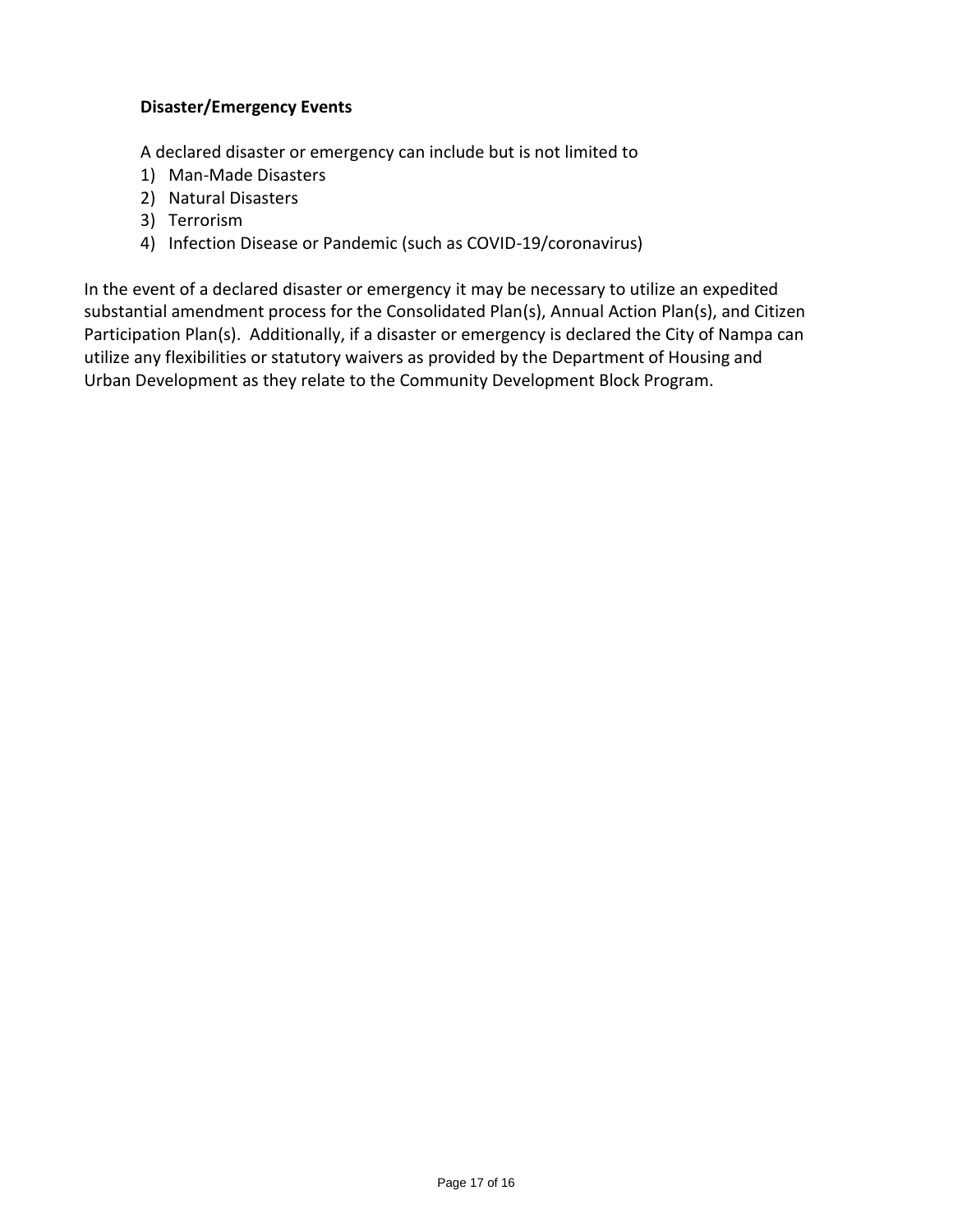### Disaster/Emergency Events

A declared disaster or emergency can include but is not limited to

1) Man-Made Disasters
2) Natural Disasters
3) Terrorism
4) Infection Disease or Pandemic (such as COVID-19/coronavirus)

In the event of a declared disaster or emergency it may be necessary to utilize an expedited substantial amendment process for the Consolidated Plan(s), Annual Action Plan(s), and Citizen Participation Plan(s). Additionally, if a disaster or emergency is declared the City of Nampa can utilize any flexibilities or statutory waivers as provided by the Department of Housing and Urban Development as they relate to the Community Development Block Program.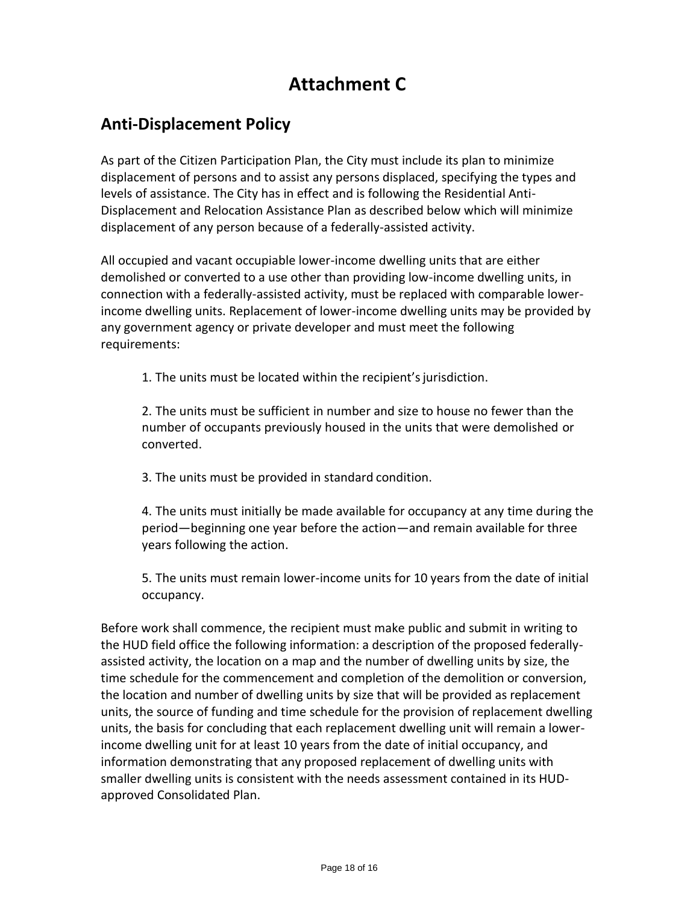# Attachment C

## Anti-Displacement Policy

As part of the Citizen Participation Plan, the City must include its plan to minimize displacement of persons and to assist any persons displaced, specifying the types and levels of assistance. The City has in effect and is following the Residential Anti-Displacement and Relocation Assistance Plan as described below which will minimize displacement of any person because of a federally-assisted activity.

All occupied and vacant occupiable lower-income dwelling units that are either demolished or converted to a use other than providing low-income dwelling units, in connection with a federally-assisted activity, must be replaced with comparable lower-income dwelling units. Replacement of lower-income dwelling units may be provided by any government agency or private developer and must meet the following requirements:

1. The units must be located within the recipient's jurisdiction.

2. The units must be sufficient in number and size to house no fewer than the number of occupants previously housed in the units that were demolished or converted.

3. The units must be provided in standard condition.

4. The units must initially be made available for occupancy at any time during the period—beginning one year before the action—and remain available for three years following the action.

5. The units must remain lower-income units for 10 years from the date of initial occupancy.

Before work shall commence, the recipient must make public and submit in writing to the HUD field office the following information: a description of the proposed federally-assisted activity, the location on a map and the number of dwelling units by size, the time schedule for the commencement and completion of the demolition or conversion, the location and number of dwelling units by size that will be provided as replacement units, the source of funding and time schedule for the provision of replacement dwelling units, the basis for concluding that each replacement dwelling unit will remain a lower-income dwelling unit for at least 10 years from the date of initial occupancy, and information demonstrating that any proposed replacement of dwelling units with smaller dwelling units is consistent with the needs assessment contained in its HUD-approved Consolidated Plan.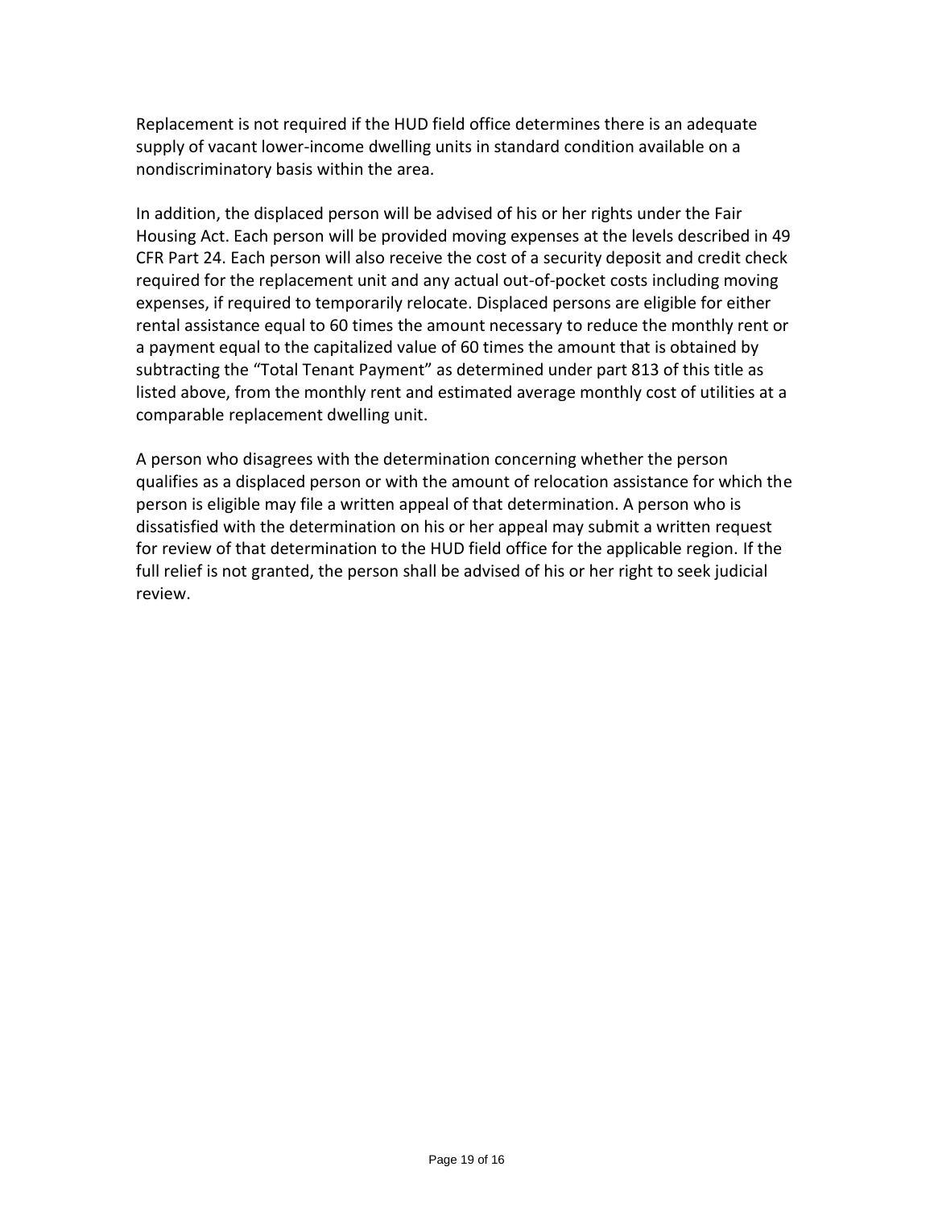Replacement is not required if the HUD field office determines there is an adequate supply of vacant lower-income dwelling units in standard condition available on a nondiscriminatory basis within the area.

In addition, the displaced person will be advised of his or her rights under the Fair Housing Act. Each person will be provided moving expenses at the levels described in 49 CFR Part 24. Each person will also receive the cost of a security deposit and credit check required for the replacement unit and any actual out-of-pocket costs including moving expenses, if required to temporarily relocate. Displaced persons are eligible for either rental assistance equal to 60 times the amount necessary to reduce the monthly rent or a payment equal to the capitalized value of 60 times the amount that is obtained by subtracting the "Total Tenant Payment" as determined under part 813 of this title as listed above, from the monthly rent and estimated average monthly cost of utilities at a comparable replacement dwelling unit.

A person who disagrees with the determination concerning whether the person qualifies as a displaced person or with the amount of relocation assistance for which the person is eligible may file a written appeal of that determination. A person who is dissatisfied with the determination on his or her appeal may submit a written request for review of that determination to the HUD field office for the applicable region. If the full relief is not granted, the person shall be advised of his or her right to seek judicial review.